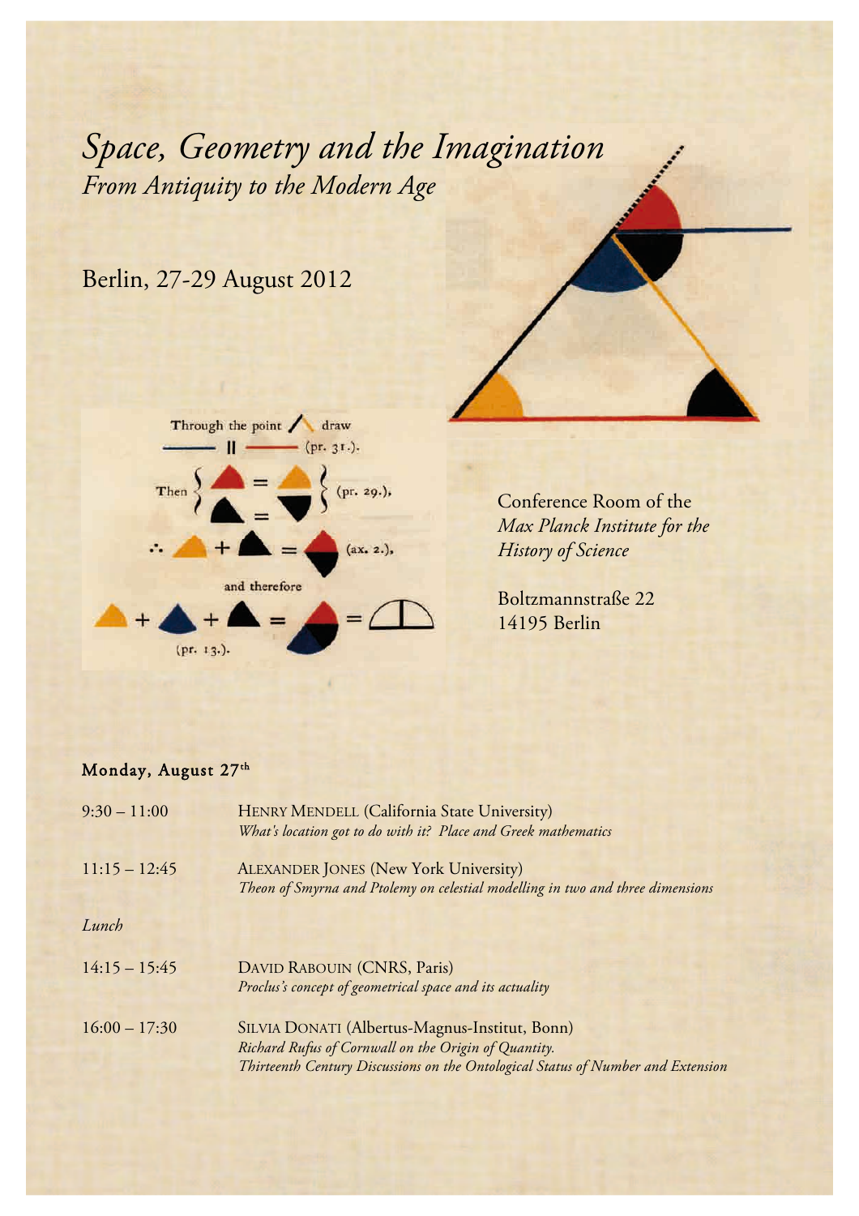# *Space, Geometry and the Imagination*

## *From Antiquity to the Modern Age*

Berlin, 27-29 August 2012

Conference Room of the
*Max Planck Institute for the History of Science*

Boltzmannstraße 22
14195 Berlin

### Monday, August 27th

| | |
|---|---|
| 9:30 – 11:00 | HENRY MENDELL (California State University)<br>*What's location got to do with it? Place and Greek mathematics* |
| 11:15 – 12:45 | ALEXANDER JONES (New York University)<br>*Theon of Smyrna and Ptolemy on celestial modelling in two and three dimensions* |
| *Lunch* | |
| 14:15 – 15:45 | DAVID RABOUIN (CNRS, Paris)<br>*Proclus's concept of geometrical space and its actuality* |
| 16:00 – 17:30 | SILVIA DONATI (Albertus-Magnus-Institut, Bonn)<br>*Richard Rufus of Cornwall on the Origin of Quantity.*<br>*Thirteenth Century Discussions on the Ontological Status of Number and Extension* |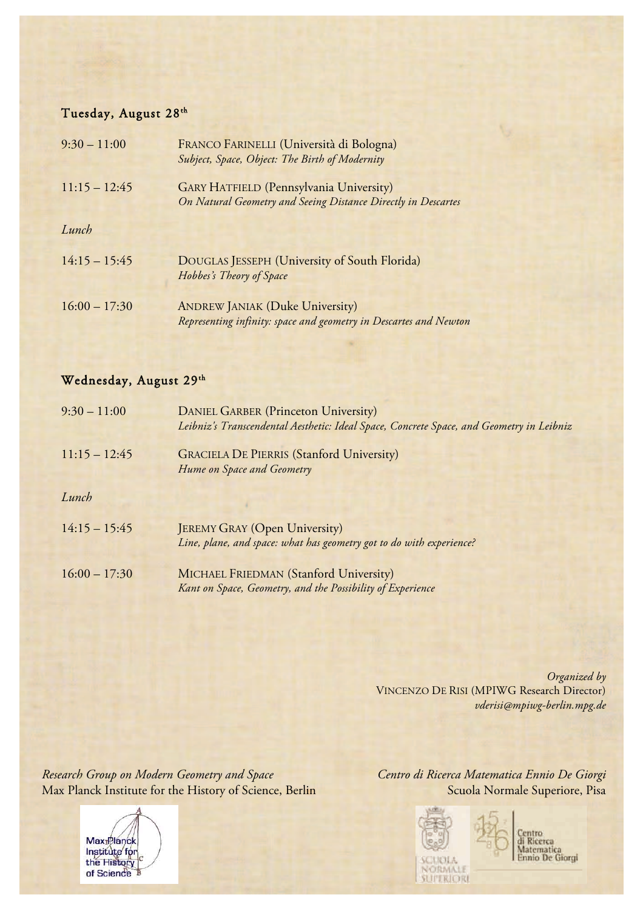## Tuesday, August 28th

| | |
|---|---|
| 9:30 – 11:00 | FRANCO FARINELLI (Università di Bologna)<br>*Subject, Space, Object: The Birth of Modernity* |
| 11:15 – 12:45 | GARY HATFIELD (Pennsylvania University)<br>*On Natural Geometry and Seeing Distance Directly in Descartes* |
| *Lunch* | |
| 14:15 – 15:45 | DOUGLAS JESSEPH (University of South Florida)<br>*Hobbes's Theory of Space* |
| 16:00 – 17:30 | ANDREW JANIAK (Duke University)<br>*Representing infinity: space and geometry in Descartes and Newton* |

## Wednesday, August 29th

| | |
|---|---|
| 9:30 – 11:00 | DANIEL GARBER (Princeton University)<br>*Leibniz's Transcendental Aesthetic: Ideal Space, Concrete Space, and Geometry in Leibniz* |
| 11:15 – 12:45 | GRACIELA DE PIERRIS (Stanford University)<br>*Hume on Space and Geometry* |
| *Lunch* | |
| 14:15 – 15:45 | JEREMY GRAY (Open University)<br>*Line, plane, and space: what has geometry got to do with experience?* |
| 16:00 – 17:30 | MICHAEL FRIEDMAN (Stanford University)<br>*Kant on Space, Geometry, and the Possibility of Experience* |

*Organized by*
VINCENZO DE RISI (MPIWG Research Director)
*vderisi@mpiwg-berlin.mpg.de*

*Research Group on Modern Geometry and Space*
Max Planck Institute for the History of Science, Berlin

*Centro di Ricerca Matematica Ennio De Giorgi*
Scuola Normale Superiore, Pisa